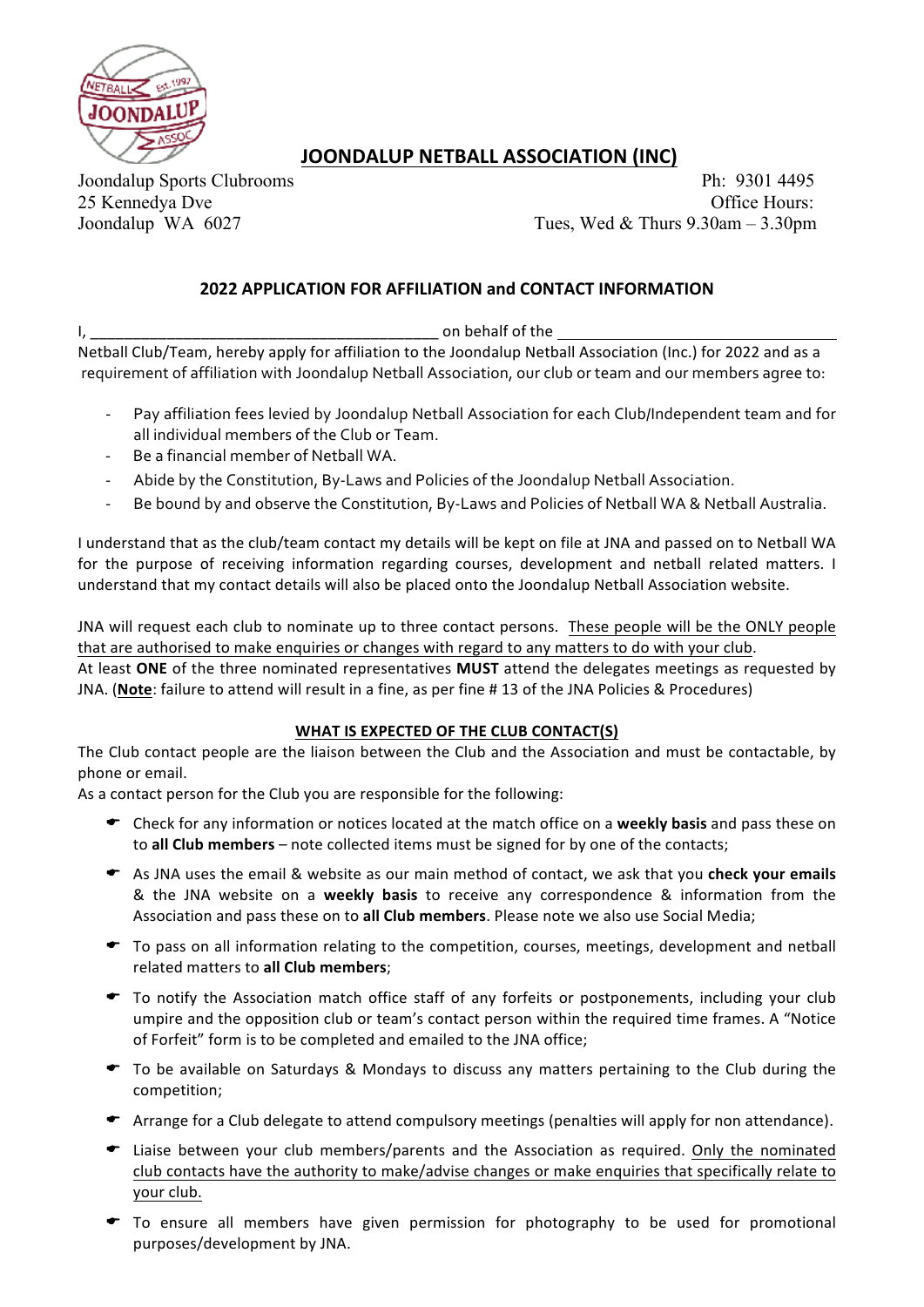# JOONDALUP NETBALL ASSOCIATION (INC)

Joondalup Sports Clubrooms
25 Kennedya Dve
Joondalup WA 6027

Ph: 9301 4495
Office Hours:
Tues, Wed & Thurs 9.30am – 3.30pm

## 2022 APPLICATION FOR AFFILIATION and CONTACT INFORMATION

I, ________________________________________ on behalf of the ________________________________ Netball Club/Team, hereby apply for affiliation to the Joondalup Netball Association (Inc.) for 2022 and as a requirement of affiliation with Joondalup Netball Association, our club or team and our members agree to:

- Pay affiliation fees levied by Joondalup Netball Association for each Club/Independent team and for all individual members of the Club or Team.
- Be a financial member of Netball WA.
- Abide by the Constitution, By-Laws and Policies of the Joondalup Netball Association.
- Be bound by and observe the Constitution, By-Laws and Policies of Netball WA & Netball Australia.

I understand that as the club/team contact my details will be kept on file at JNA and passed on to Netball WA for the purpose of receiving information regarding courses, development and netball related matters. I understand that my contact details will also be placed onto the Joondalup Netball Association website.

JNA will request each club to nominate up to three contact persons. These people will be the ONLY people that are authorised to make enquiries or changes with regard to any matters to do with your club.
At least **ONE** of the three nominated representatives **MUST** attend the delegates meetings as requested by JNA. (**Note**: failure to attend will result in a fine, as per fine # 13 of the JNA Policies & Procedures)

### WHAT IS EXPECTED OF THE CLUB CONTACT(S)

The Club contact people are the liaison between the Club and the Association and must be contactable, by phone or email.
As a contact person for the Club you are responsible for the following:

- Check for any information or notices located at the match office on a **weekly basis** and pass these on to **all Club members** – note collected items must be signed for by one of the contacts;
- As JNA uses the email & website as our main method of contact, we ask that you **check your emails** & the JNA website on a **weekly basis** to receive any correspondence & information from the Association and pass these on to **all Club members**. Please note we also use Social Media;
- To pass on all information relating to the competition, courses, meetings, development and netball related matters to **all Club members**;
- To notify the Association match office staff of any forfeits or postponements, including your club umpire and the opposition club or team's contact person within the required time frames. A "Notice of Forfeit" form is to be completed and emailed to the JNA office;
- To be available on Saturdays & Mondays to discuss any matters pertaining to the Club during the competition;
- Arrange for a Club delegate to attend compulsory meetings (penalties will apply for non attendance).
- Liaise between your club members/parents and the Association as required. Only the nominated club contacts have the authority to make/advise changes or make enquiries that specifically relate to your club.
- To ensure all members have given permission for photography to be used for promotional purposes/development by JNA.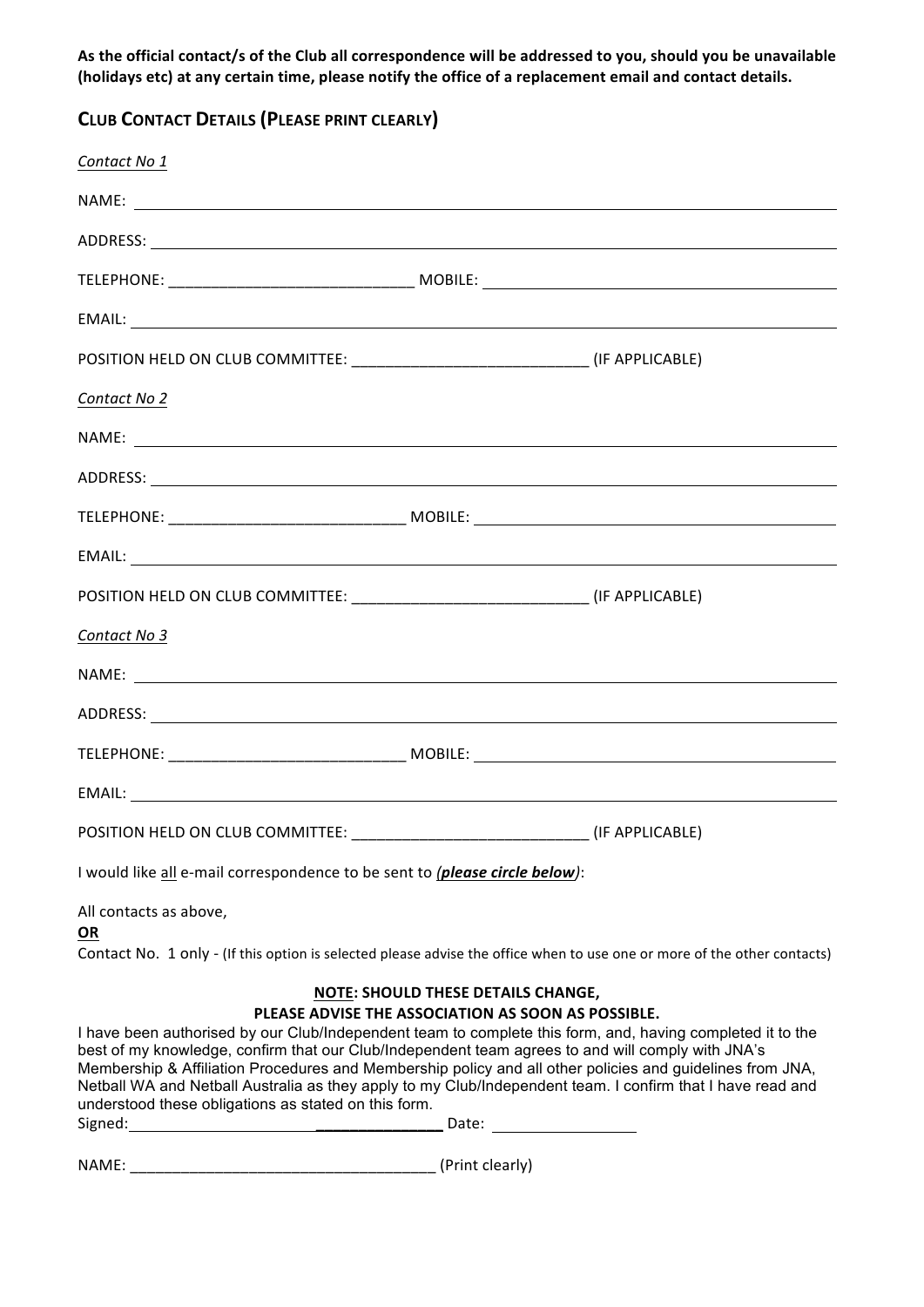**As the official contact/s of the Club all correspondence will be addressed to you, should you be unavailable (holidays etc) at any certain time, please notify the office of a replacement email and contact details.**

## CLUB CONTACT DETAILS (PLEASE PRINT CLEARLY)

*Contact No 1*

NAME: ____________________________________________

ADDRESS: ____________________________________________

TELEPHONE: ____________________________ MOBILE: ____________________________

EMAIL: ____________________________________________

POSITION HELD ON CLUB COMMITTEE: ____________________________ (IF APPLICABLE)

*Contact No 2*

NAME: ____________________________________________

ADDRESS: ____________________________________________

TELEPHONE: ____________________________ MOBILE: ____________________________

EMAIL: ____________________________________________

POSITION HELD ON CLUB COMMITTEE: ____________________________ (IF APPLICABLE)

*Contact No 3*

NAME: ____________________________________________

ADDRESS: ____________________________________________

TELEPHONE: ____________________________ MOBILE: ____________________________

EMAIL: ____________________________________________

POSITION HELD ON CLUB COMMITTEE: ____________________________ (IF APPLICABLE)

I would like all e-mail correspondence to be sent to ***(please circle below)***:

All contacts as above,

**OR**

Contact No. 1 only - (If this option is selected please advise the office when to use one or more of the other contacts)

**NOTE: SHOULD THESE DETAILS CHANGE,**
**PLEASE ADVISE THE ASSOCIATION AS SOON AS POSSIBLE.**

I have been authorised by our Club/Independent team to complete this form, and, having completed it to the best of my knowledge, confirm that our Club/Independent team agrees to and will comply with JNA's Membership & Affiliation Procedures and Membership policy and all other policies and guidelines from JNA, Netball WA and Netball Australia as they apply to my Club/Independent team. I confirm that I have read and understood these obligations as stated on this form.

Signed: ____________________________ Date: ________________

NAME: ____________________________________ (Print clearly)